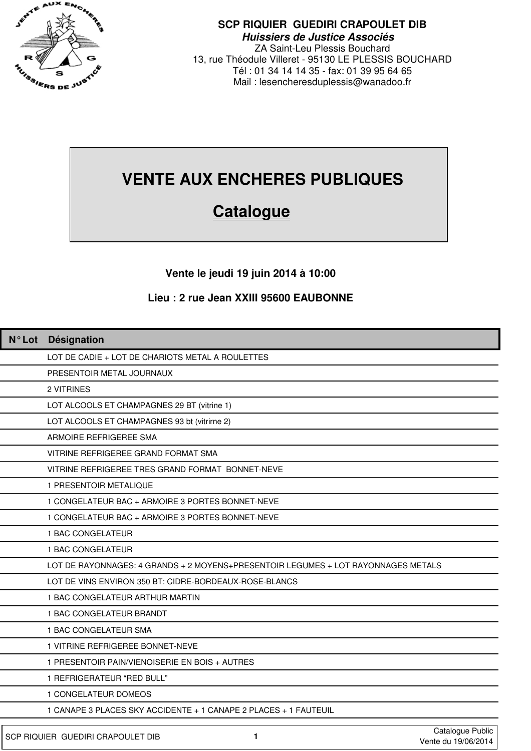**SCP RIQUIER GUEDIRI CRAPOULET DIB**
***Huissiers de Justice Associés***
ZA Saint-Leu Plessis Bouchard
13, rue Théodule Villeret - 95130 LE PLESSIS BOUCHARD
Tél : 01 34 14 14 35 - fax: 01 39 95 64 65
Mail : lesencheresduplessis@wanadoo.fr

# VENTE AUX ENCHERES PUBLIQUES

## Catalogue

**Vente le jeudi 19 juin 2014 à 10:00**

**Lieu : 2 rue Jean XXIII 95600 EAUBONNE**

| N° Lot | Désignation |
|---|---|
| | LOT DE CADIE + LOT DE CHARIOTS METAL A ROULETTES |
| | PRESENTOIR METAL JOURNAUX |
| | 2 VITRINES |
| | LOT ALCOOLS ET CHAMPAGNES 29 BT (vitrine 1) |
| | LOT ALCOOLS ET CHAMPAGNES 93 bt (vitrirne 2) |
| | ARMOIRE REFRIGEREE SMA |
| | VITRINE REFRIGEREE GRAND FORMAT SMA |
| | VITRINE REFRIGEREE TRES GRAND FORMAT BONNET-NEVE |
| | 1 PRESENTOIR METALIQUE |
| | 1 CONGELATEUR BAC + ARMOIRE 3 PORTES BONNET-NEVE |
| | 1 CONGELATEUR BAC + ARMOIRE 3 PORTES BONNET-NEVE |
| | 1 BAC CONGELATEUR |
| | 1 BAC CONGELATEUR |
| | LOT DE RAYONNAGES: 4 GRANDS + 2 MOYENS+PRESENTOIR LEGUMES + LOT RAYONNAGES METALS |
| | LOT DE VINS ENVIRON 350 BT: CIDRE-BORDEAUX-ROSE-BLANCS |
| | 1 BAC CONGELATEUR ARTHUR MARTIN |
| | 1 BAC CONGELATEUR BRANDT |
| | 1 BAC CONGELATEUR SMA |
| | 1 VITRINE REFRIGEREE BONNET-NEVE |
| | 1 PRESENTOIR PAIN/VIENOISERIE EN BOIS + AUTRES |
| | 1 REFRIGERATEUR “RED BULL” |
| | 1 CONGELATEUR DOMEOS |
| | 1 CANAPE 3 PLACES SKY ACCIDENTE + 1 CANAPE 2 PLACES + 1 FAUTEUIL |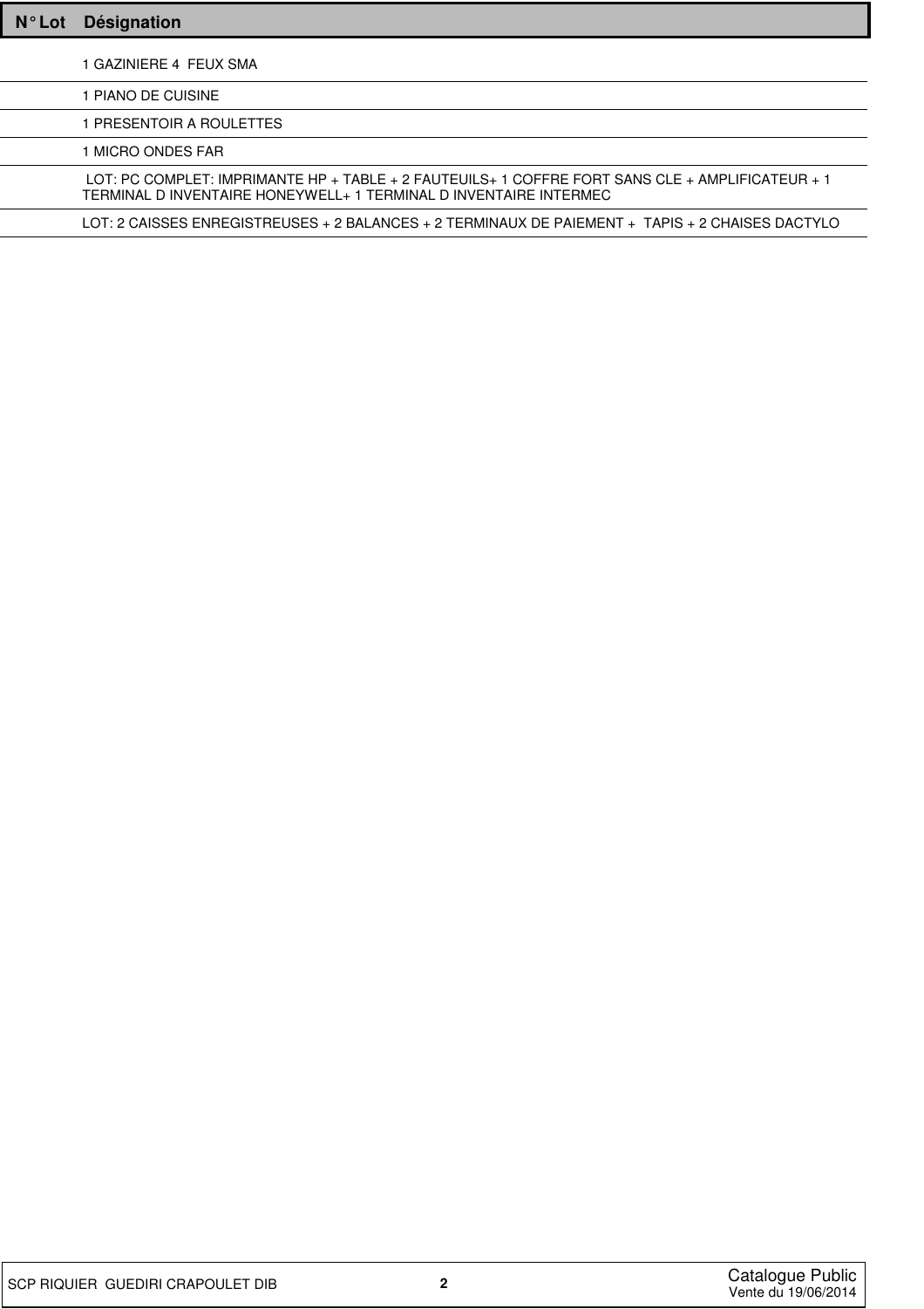| N° Lot | Désignation |
|---|---|
| | 1 GAZINIERE 4 FEUX SMA |
| | 1 PIANO DE CUISINE |
| | 1 PRESENTOIR A ROULETTES |
| | 1 MICRO ONDES FAR |
| | LOT: PC COMPLET: IMPRIMANTE HP + TABLE + 2 FAUTEUILS+ 1 COFFRE FORT SANS CLE + AMPLIFICATEUR + 1 TERMINAL D INVENTAIRE HONEYWELL+ 1 TERMINAL D INVENTAIRE INTERMEC |
| | LOT: 2 CAISSES ENREGISTREUSES + 2 BALANCES + 2 TERMINAUX DE PAIEMENT + TAPIS + 2 CHAISES DACTYLO |